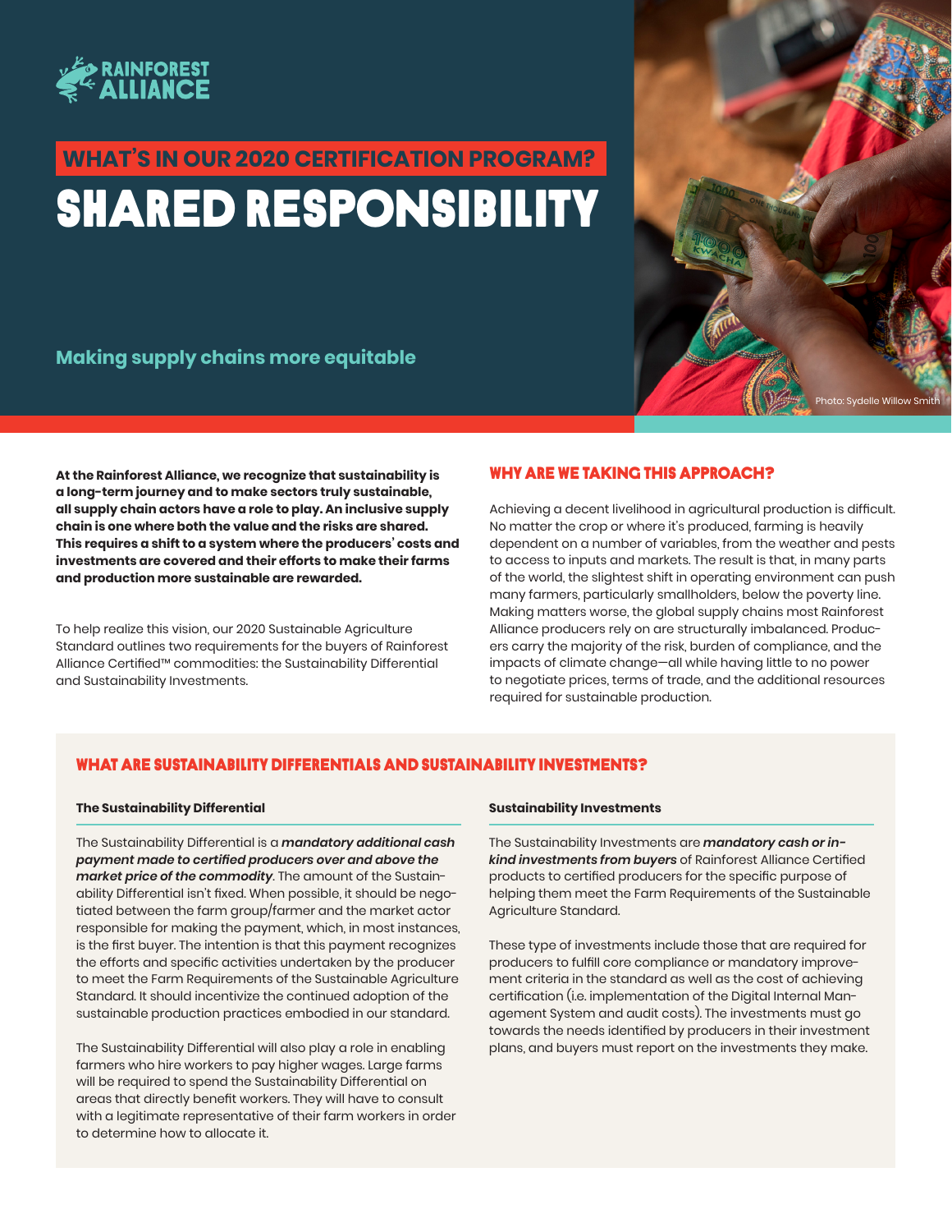RAINFOREST ALLIANCE

## WHAT'S IN OUR 2020 CERTIFICATION PROGRAM?

# SHARED RESPONSIBILITY

### Making supply chains more equitable

Photo: Sydelle Willow Smith

**At the Rainforest Alliance, we recognize that sustainability is a long-term journey and to make sectors truly sustainable, all supply chain actors have a role to play. An inclusive supply chain is one where both the value and the risks are shared. This requires a shift to a system where the producers' costs and investments are covered and their efforts to make their farms and production more sustainable are rewarded.**

To help realize this vision, our 2020 Sustainable Agriculture Standard outlines two requirements for the buyers of Rainforest Alliance Certified™ commodities: the Sustainability Differential and Sustainability Investments.

## WHY ARE WE TAKING THIS APPROACH?

Achieving a decent livelihood in agricultural production is difficult. No matter the crop or where it's produced, farming is heavily dependent on a number of variables, from the weather and pests to access to inputs and markets. The result is that, in many parts of the world, the slightest shift in operating environment can push many farmers, particularly smallholders, below the poverty line. Making matters worse, the global supply chains most Rainforest Alliance producers rely on are structurally imbalanced. Producers carry the majority of the risk, burden of compliance, and the impacts of climate change—all while having little to no power to negotiate prices, terms of trade, and the additional resources required for sustainable production.

## WHAT ARE SUSTAINABILITY DIFFERENTIALS AND SUSTAINABILITY INVESTMENTS?

### The Sustainability Differential

The Sustainability Differential is a ***mandatory additional cash payment made to certified producers over and above the market price of the commodity***. The amount of the Sustainability Differential isn't fixed. When possible, it should be negotiated between the farm group/farmer and the market actor responsible for making the payment, which, in most instances, is the first buyer. The intention is that this payment recognizes the efforts and specific activities undertaken by the producer to meet the Farm Requirements of the Sustainable Agriculture Standard. It should incentivize the continued adoption of the sustainable production practices embodied in our standard.

The Sustainability Differential will also play a role in enabling farmers who hire workers to pay higher wages. Large farms will be required to spend the Sustainability Differential on areas that directly benefit workers. They will have to consult with a legitimate representative of their farm workers in order to determine how to allocate it.

### Sustainability Investments

The Sustainability Investments are ***mandatory cash or in-kind investments from buyers*** of Rainforest Alliance Certified products to certified producers for the specific purpose of helping them meet the Farm Requirements of the Sustainable Agriculture Standard.

These type of investments include those that are required for producers to fulfill core compliance or mandatory improvement criteria in the standard as well as the cost of achieving certification (i.e. implementation of the Digital Internal Management System and audit costs). The investments must go towards the needs identified by producers in their investment plans, and buyers must report on the investments they make.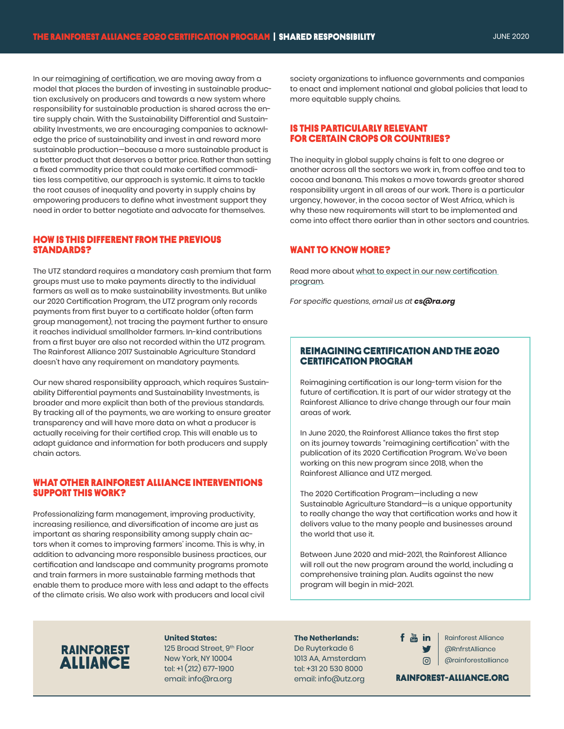In our reimagining of certification, we are moving away from a model that places the burden of investing in sustainable production exclusively on producers and towards a new system where responsibility for sustainable production is shared across the entire supply chain. With the Sustainability Differential and Sustainability Investments, we are encouraging companies to acknowledge the price of sustainability and invest in and reward more sustainable production—because a more sustainable product is a better product that deserves a better price. Rather than setting a fixed commodity price that could make certified commodities less competitive, our approach is systemic. It aims to tackle the root causes of inequality and poverty in supply chains by empowering producers to define what investment support they need in order to better negotiate and advocate for themselves.

## HOW IS THIS DIFFERENT FROM THE PREVIOUS STANDARDS?

The UTZ standard requires a mandatory cash premium that farm groups must use to make payments directly to the individual farmers as well as to make sustainability investments. But unlike our 2020 Certification Program, the UTZ program only records payments from first buyer to a certificate holder (often farm group management), not tracing the payment further to ensure it reaches individual smallholder farmers. In-kind contributions from a first buyer are also not recorded within the UTZ program. The Rainforest Alliance 2017 Sustainable Agriculture Standard doesn't have any requirement on mandatory payments.

Our new shared responsibility approach, which requires Sustainability Differential payments and Sustainability Investments, is broader and more explicit than both of the previous standards. By tracking all of the payments, we are working to ensure greater transparency and will have more data on what a producer is actually receiving for their certified crop. This will enable us to adapt guidance and information for both producers and supply chain actors.

## WHAT OTHER RAINFOREST ALLIANCE INTERVENTIONS SUPPORT THIS WORK?

Professionalizing farm management, improving productivity, increasing resilience, and diversification of income are just as important as sharing responsibility among supply chain actors when it comes to improving farmers' income. This is why, in addition to advancing more responsible business practices, our certification and landscape and community programs promote and train farmers in more sustainable farming methods that enable them to produce more with less and adapt to the effects of the climate crisis. We also work with producers and local civil society organizations to influence governments and companies to enact and implement national and global policies that lead to more equitable supply chains.

## IS THIS PARTICULARLY RELEVANT FOR CERTAIN CROPS OR COUNTRIES?

The inequity in global supply chains is felt to one degree or another across all the sectors we work in, from coffee and tea to cocoa and banana. This makes a move towards greater shared responsibility urgent in all areas of our work. There is a particular urgency, however, in the cocoa sector of West Africa, which is why these new requirements will start to be implemented and come into effect there earlier than in other sectors and countries.

## WANT TO KNOW MORE?

Read more about what to expect in our new certification program.

*For specific questions, email us at* ***cs@ra.org***

## REIMAGINING CERTIFICATION AND THE 2020 CERTIFICATION PROGRAM

Reimagining certification is our long-term vision for the future of certification. It is part of our wider strategy at the Rainforest Alliance to drive change through our four main areas of work.

In June 2020, the Rainforest Alliance takes the first step on its journey towards "reimagining certification" with the publication of its 2020 Certification Program. We've been working on this new program since 2018, when the Rainforest Alliance and UTZ merged.

The 2020 Certification Program—including a new Sustainable Agriculture Standard—is a unique opportunity to really change the way that certification works and how it delivers value to the many people and businesses around the world that use it.

Between June 2020 and mid-2021, the Rainforest Alliance will roll out the new program around the world, including a comprehensive training plan. Audits against the new program will begin in mid-2021.

**RAINFOREST ALLIANCE**

**United States:**
125 Broad Street, 9th Floor
New York, NY 10004
tel: +1 (212) 677-1900
email: info@ra.org

**The Netherlands:**
De Ruyterkade 6
1013 AA, Amsterdam
tel: +31 20 530 8000
email: info@utz.org

Rainforest Alliance
@RnfrstAlliance
@rainforestalliance

**RAINFOREST-ALLIANCE.ORG**